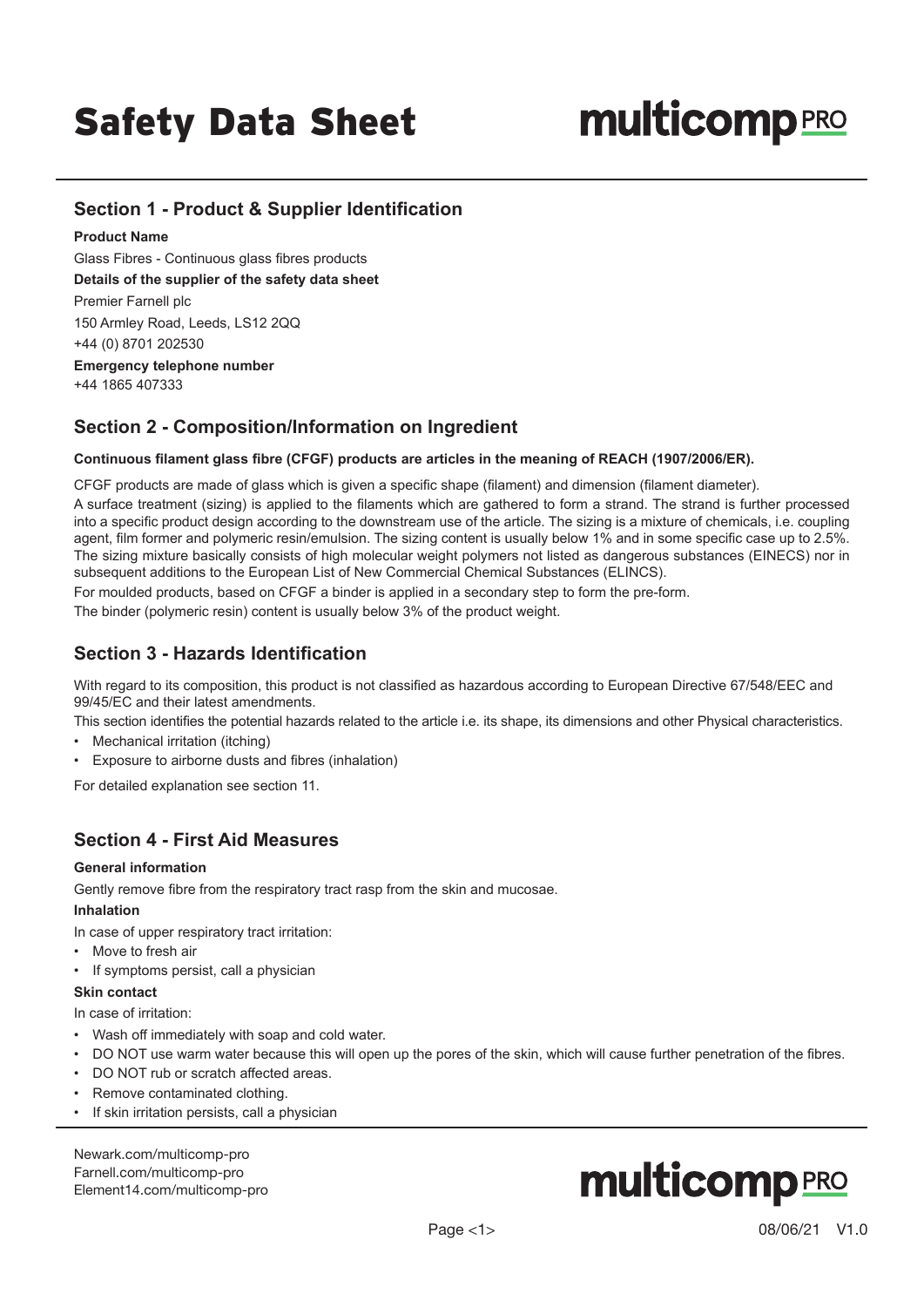# Safety Data Sheet

## Section 1 - Product & Supplier Identification

**Product Name**

Glass Fibres - Continuous glass fibres products

**Details of the supplier of the safety data sheet**

Premier Farnell plc

150 Armley Road, Leeds, LS12 2QQ

+44 (0) 8701 202530

**Emergency telephone number**

+44 1865 407333

## Section 2 - Composition/Information on Ingredient

**Continuous filament glass fibre (CFGF) products are articles in the meaning of REACH (1907/2006/ER).**

CFGF products are made of glass which is given a specific shape (filament) and dimension (filament diameter).

A surface treatment (sizing) is applied to the filaments which are gathered to form a strand. The strand is further processed into a specific product design according to the downstream use of the article. The sizing is a mixture of chemicals, i.e. coupling agent, film former and polymeric resin/emulsion. The sizing content is usually below 1% and in some specific case up to 2.5%. The sizing mixture basically consists of high molecular weight polymers not listed as dangerous substances (EINECS) nor in subsequent additions to the European List of New Commercial Chemical Substances (ELINCS).

For moulded products, based on CFGF a binder is applied in a secondary step to form the pre-form.

The binder (polymeric resin) content is usually below 3% of the product weight.

## Section 3 - Hazards Identification

With regard to its composition, this product is not classified as hazardous according to European Directive 67/548/EEC and 99/45/EC and their latest amendments.

This section identifies the potential hazards related to the article i.e. its shape, its dimensions and other Physical characteristics.

- Mechanical irritation (itching)
- Exposure to airborne dusts and fibres (inhalation)

For detailed explanation see section 11.

## Section 4 - First Aid Measures

**General information**

Gently remove fibre from the respiratory tract rasp from the skin and mucosae.

**Inhalation**

In case of upper respiratory tract irritation:

- Move to fresh air
- If symptoms persist, call a physician

**Skin contact**

In case of irritation:

- Wash off immediately with soap and cold water.
- DO NOT use warm water because this will open up the pores of the skin, which will cause further penetration of the fibres.
- DO NOT rub or scratch affected areas.
- Remove contaminated clothing.
- If skin irritation persists, call a physician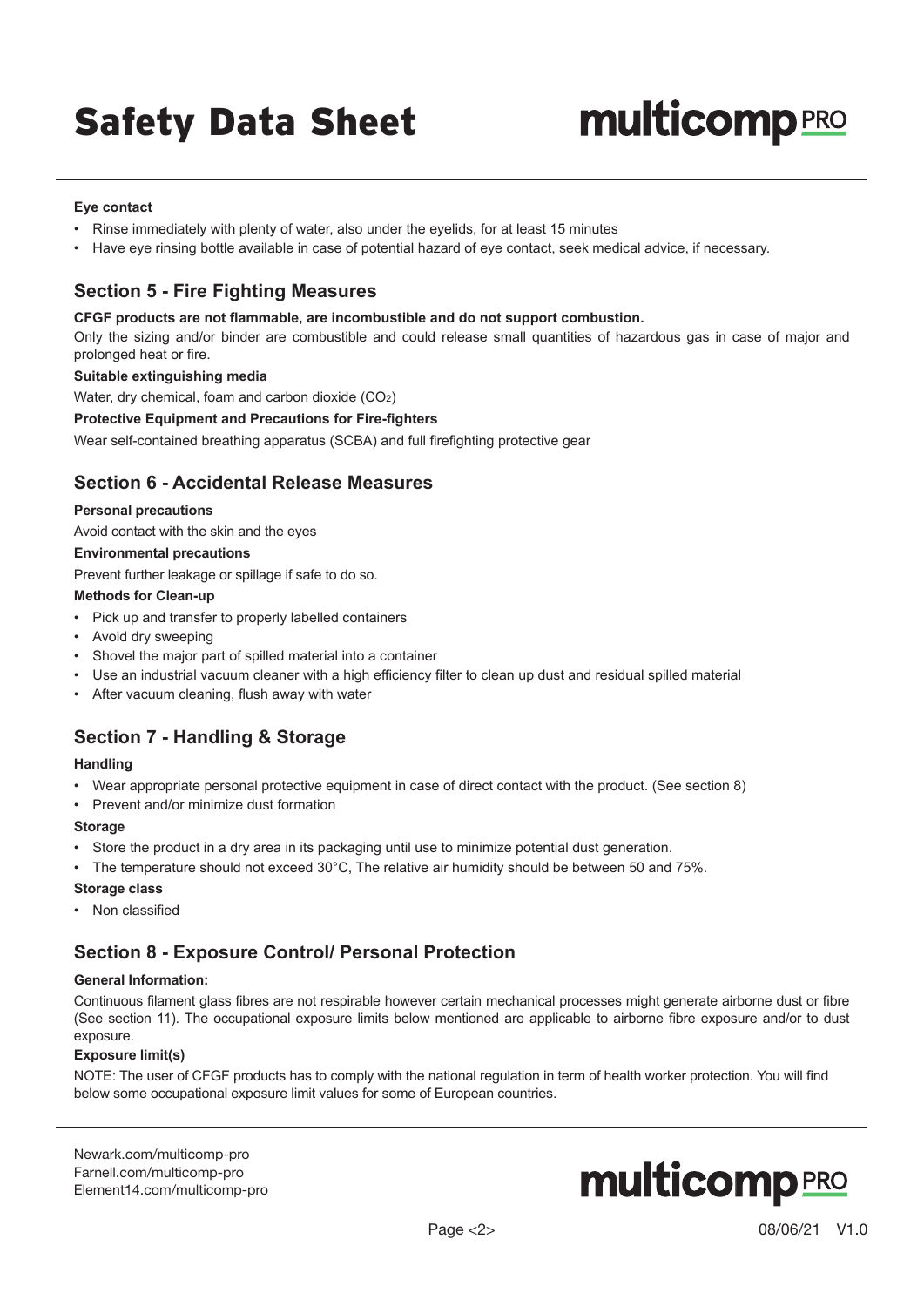**Eye contact**

- Rinse immediately with plenty of water, also under the eyelids, for at least 15 minutes
- Have eye rinsing bottle available in case of potential hazard of eye contact, seek medical advice, if necessary.

## Section 5 - Fire Fighting Measures

**CFGF products are not flammable, are incombustible and do not support combustion.**

Only the sizing and/or binder are combustible and could release small quantities of hazardous gas in case of major and prolonged heat or fire.

**Suitable extinguishing media**

Water, dry chemical, foam and carbon dioxide ($CO_2$)

**Protective Equipment and Precautions for Fire-fighters**

Wear self-contained breathing apparatus (SCBA) and full firefighting protective gear

## Section 6 - Accidental Release Measures

**Personal precautions**

Avoid contact with the skin and the eyes

**Environmental precautions**

Prevent further leakage or spillage if safe to do so.

**Methods for Clean-up**

- Pick up and transfer to properly labelled containers
- Avoid dry sweeping
- Shovel the major part of spilled material into a container
- Use an industrial vacuum cleaner with a high efficiency filter to clean up dust and residual spilled material
- After vacuum cleaning, flush away with water

## Section 7 - Handling & Storage

**Handling**

- Wear appropriate personal protective equipment in case of direct contact with the product. (See section 8)
- Prevent and/or minimize dust formation

**Storage**

- Store the product in a dry area in its packaging until use to minimize potential dust generation.
- The temperature should not exceed 30°C, The relative air humidity should be between 50 and 75%.

**Storage class**

- Non classified

## Section 8 - Exposure Control/ Personal Protection

**General Information:**

Continuous filament glass fibres are not respirable however certain mechanical processes might generate airborne dust or fibre (See section 11). The occupational exposure limits below mentioned are applicable to airborne fibre exposure and/or to dust exposure.

**Exposure limit(s)**

NOTE: The user of CFGF products has to comply with the national regulation in term of health worker protection. You will find below some occupational exposure limit values for some of European countries.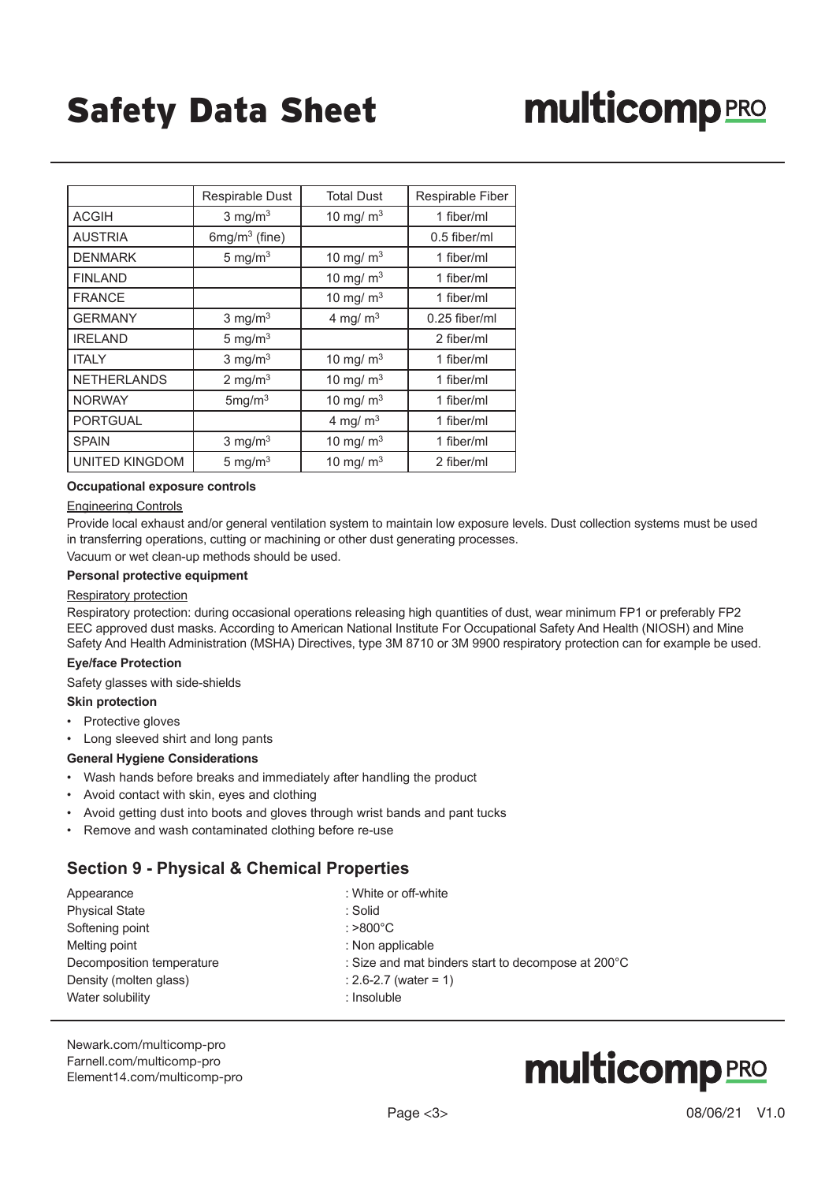| | Respirable Dust | Total Dust | Respirable Fiber |
|---|---|---|---|
| ACGIH | 3 $mg/m^3$ | 10 $mg/m^3$ | 1 fiber/ml |
| AUSTRIA | 6$mg/m^3$ (fine) | | 0.5 fiber/ml |
| DENMARK | 5 $mg/m^3$ | 10 $mg/m^3$ | 1 fiber/ml |
| FINLAND | | 10 $mg/m^3$ | 1 fiber/ml |
| FRANCE | | 10 $mg/m^3$ | 1 fiber/ml |
| GERMANY | 3 $mg/m^3$ | 4 $mg/m^3$ | 0.25 fiber/ml |
| IRELAND | 5 $mg/m^3$ | | 2 fiber/ml |
| ITALY | 3 $mg/m^3$ | 10 $mg/m^3$ | 1 fiber/ml |
| NETHERLANDS | 2 $mg/m^3$ | 10 $mg/m^3$ | 1 fiber/ml |
| NORWAY | 5$mg/m^3$ | 10 $mg/m^3$ | 1 fiber/ml |
| PORTGUAL | | 4 $mg/m^3$ | 1 fiber/ml |
| SPAIN | 3 $mg/m^3$ | 10 $mg/m^3$ | 1 fiber/ml |
| UNITED KINGDOM | 5 $mg/m^3$ | 10 $mg/m^3$ | 2 fiber/ml |

**Occupational exposure controls**

Engineering Controls

Provide local exhaust and/or general ventilation system to maintain low exposure levels. Dust collection systems must be used in transferring operations, cutting or machining or other dust generating processes.

Vacuum or wet clean-up methods should be used.

**Personal protective equipment**

Respiratory protection

Respiratory protection: during occasional operations releasing high quantities of dust, wear minimum FP1 or preferably FP2 EEC approved dust masks. According to American National Institute For Occupational Safety And Health (NIOSH) and Mine Safety And Health Administration (MSHA) Directives, type 3M 8710 or 3M 9900 respiratory protection can for example be used.

**Eye/face Protection**

Safety glasses with side-shields

**Skin protection**

- Protective gloves
- Long sleeved shirt and long pants

**General Hygiene Considerations**

- Wash hands before breaks and immediately after handling the product
- Avoid contact with skin, eyes and clothing
- Avoid getting dust into boots and gloves through wrist bands and pant tucks
- Remove and wash contaminated clothing before re-use

## Section 9 - Physical & Chemical Properties

| | |
|---|---|
| Appearance | : White or off-white |
| Physical State | : Solid |
| Softening point | : >800°C |
| Melting point | : Non applicable |
| Decomposition temperature | : Size and mat binders start to decompose at 200°C |
| Density (molten glass) | : 2.6-2.7 (water = 1) |
| Water solubility | : Insoluble |

Newark.com/multicomp-pro
Farnell.com/multicomp-pro
Element14.com/multicomp-pro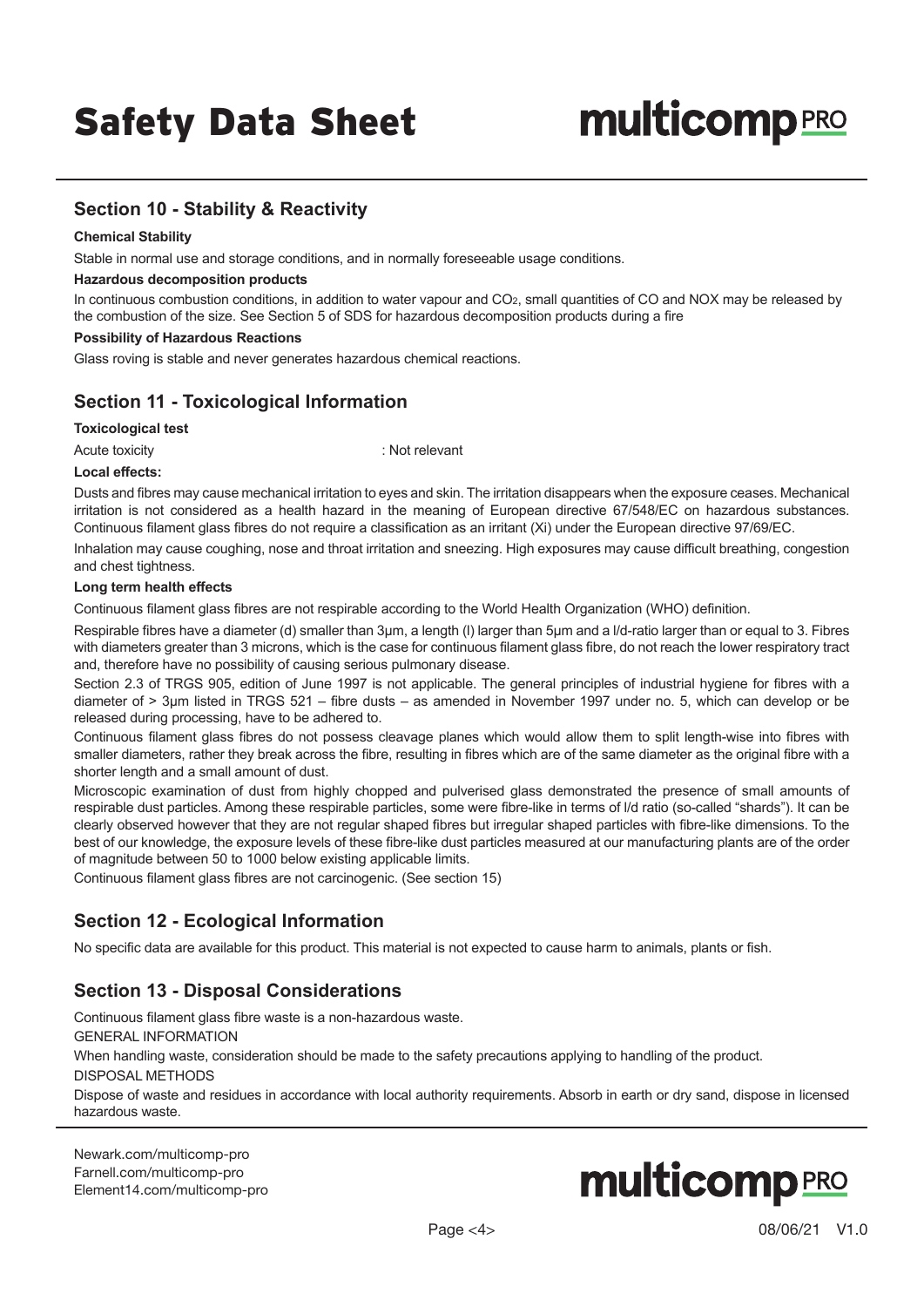## Section 10 - Stability & Reactivity

**Chemical Stability**

Stable in normal use and storage conditions, and in normally foreseeable usage conditions.

**Hazardous decomposition products**

In continuous combustion conditions, in addition to water vapour and $CO_2$, small quantities of CO and NOX may be released by the combustion of the size. See Section 5 of SDS for hazardous decomposition products during a fire

**Possibility of Hazardous Reactions**

Glass roving is stable and never generates hazardous chemical reactions.

## Section 11 - Toxicological Information

**Toxicological test**

Acute toxicity : Not relevant

**Local effects:**

Dusts and fibres may cause mechanical irritation to eyes and skin. The irritation disappears when the exposure ceases. Mechanical irritation is not considered as a health hazard in the meaning of European directive 67/548/EC on hazardous substances. Continuous filament glass fibres do not require a classification as an irritant (Xi) under the European directive 97/69/EC.

Inhalation may cause coughing, nose and throat irritation and sneezing. High exposures may cause difficult breathing, congestion and chest tightness.

**Long term health effects**

Continuous filament glass fibres are not respirable according to the World Health Organization (WHO) definition.

Respirable fibres have a diameter (d) smaller than 3µm, a length (l) larger than 5µm and a l/d-ratio larger than or equal to 3. Fibres with diameters greater than 3 microns, which is the case for continuous filament glass fibre, do not reach the lower respiratory tract and, therefore have no possibility of causing serious pulmonary disease.

Section 2.3 of TRGS 905, edition of June 1997 is not applicable. The general principles of industrial hygiene for fibres with a diameter of > 3µm listed in TRGS 521 – fibre dusts – as amended in November 1997 under no. 5, which can develop or be released during processing, have to be adhered to.

Continuous filament glass fibres do not possess cleavage planes which would allow them to split length-wise into fibres with smaller diameters, rather they break across the fibre, resulting in fibres which are of the same diameter as the original fibre with a shorter length and a small amount of dust.

Microscopic examination of dust from highly chopped and pulverised glass demonstrated the presence of small amounts of respirable dust particles. Among these respirable particles, some were fibre-like in terms of l/d ratio (so-called "shards"). It can be clearly observed however that they are not regular shaped fibres but irregular shaped particles with fibre-like dimensions. To the best of our knowledge, the exposure levels of these fibre-like dust particles measured at our manufacturing plants are of the order of magnitude between 50 to 1000 below existing applicable limits.

Continuous filament glass fibres are not carcinogenic. (See section 15)

## Section 12 - Ecological Information

No specific data are available for this product. This material is not expected to cause harm to animals, plants or fish.

## Section 13 - Disposal Considerations

Continuous filament glass fibre waste is a non-hazardous waste.

GENERAL INFORMATION

When handling waste, consideration should be made to the safety precautions applying to handling of the product.

DISPOSAL METHODS

Dispose of waste and residues in accordance with local authority requirements. Absorb in earth or dry sand, dispose in licensed hazardous waste.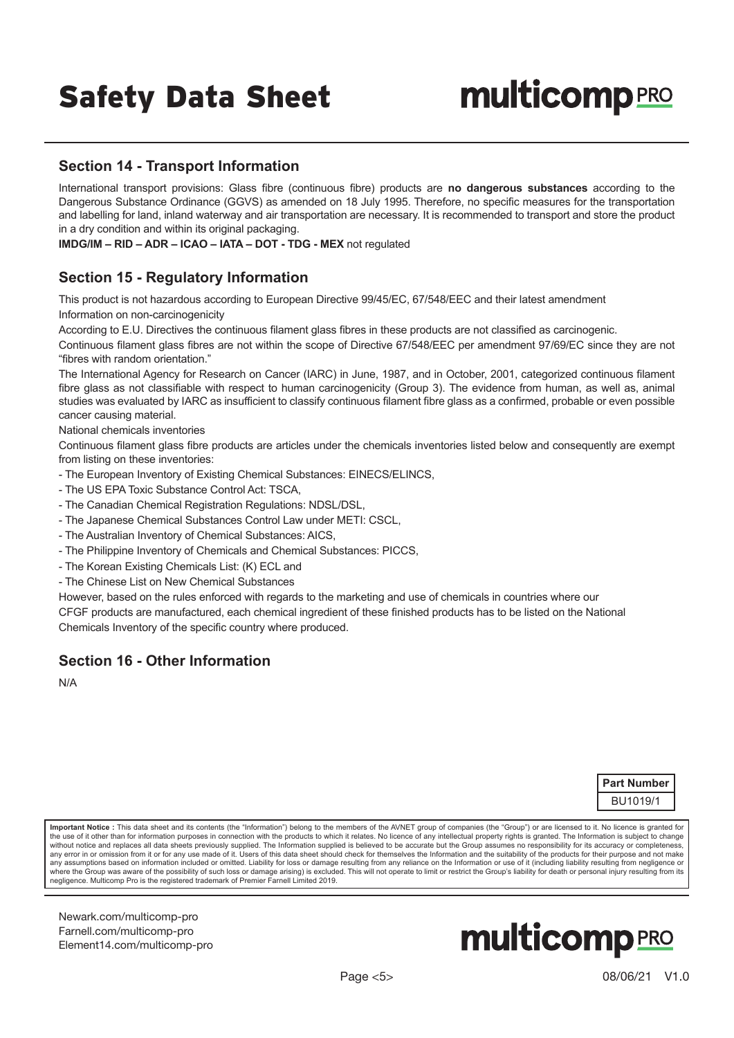## Section 14 - Transport Information

International transport provisions: Glass fibre (continuous fibre) products are **no dangerous substances** according to the Dangerous Substance Ordinance (GGVS) as amended on 18 July 1995. Therefore, no specific measures for the transportation and labelling for land, inland waterway and air transportation are necessary. It is recommended to transport and store the product in a dry condition and within its original packaging.

**IMDG/IM – RID – ADR – ICAO – IATA – DOT - TDG - MEX** not regulated

## Section 15 - Regulatory Information

This product is not hazardous according to European Directive 99/45/EC, 67/548/EEC and their latest amendment

Information on non-carcinogenicity

According to E.U. Directives the continuous filament glass fibres in these products are not classified as carcinogenic.

Continuous filament glass fibres are not within the scope of Directive 67/548/EEC per amendment 97/69/EC since they are not "fibres with random orientation."

The International Agency for Research on Cancer (IARC) in June, 1987, and in October, 2001, categorized continuous filament fibre glass as not classifiable with respect to human carcinogenicity (Group 3). The evidence from human, as well as, animal studies was evaluated by IARC as insufficient to classify continuous filament fibre glass as a confirmed, probable or even possible cancer causing material.

National chemicals inventories

Continuous filament glass fibre products are articles under the chemicals inventories listed below and consequently are exempt from listing on these inventories:

- The European Inventory of Existing Chemical Substances: EINECS/ELINCS,
- The US EPA Toxic Substance Control Act: TSCA,
- The Canadian Chemical Registration Regulations: NDSL/DSL,
- The Japanese Chemical Substances Control Law under METI: CSCL,
- The Australian Inventory of Chemical Substances: AICS,
- The Philippine Inventory of Chemicals and Chemical Substances: PICCS,
- The Korean Existing Chemicals List: (K) ECL and
- The Chinese List on New Chemical Substances

However, based on the rules enforced with regards to the marketing and use of chemicals in countries where our CFGF products are manufactured, each chemical ingredient of these finished products has to be listed on the National Chemicals Inventory of the specific country where produced.

## Section 16 - Other Information

N/A

| Part Number |
|---|
| BU1019/1 |

**Important Notice :** This data sheet and its contents (the "Information") belong to the members of the AVNET group of companies (the "Group") or are licensed to it. No licence is granted for the use of it other than for information purposes in connection with the products to which it relates. No licence of any intellectual property rights is granted. The Information is subject to change without notice and replaces all data sheets previously supplied. The Information supplied is believed to be accurate but the Group assumes no responsibility for its accuracy or completeness, any error in or omission from it or for any use made of it. Users of this data sheet should check for themselves the Information and the suitability of the products for their purpose and not make any assumptions based on information included or omitted. Liability for loss or damage resulting from any reliance on the Information or use of it (including liability resulting from negligence or where the Group was aware of the possibility of such loss or damage arising) is excluded. This will not operate to limit or restrict the Group's liability for death or personal injury resulting from its negligence. Multicomp Pro is the registered trademark of Premier Farnell Limited 2019.

Newark.com/multicomp-pro
Farnell.com/multicomp-pro
Element14.com/multicomp-pro

08/06/21 V1.0